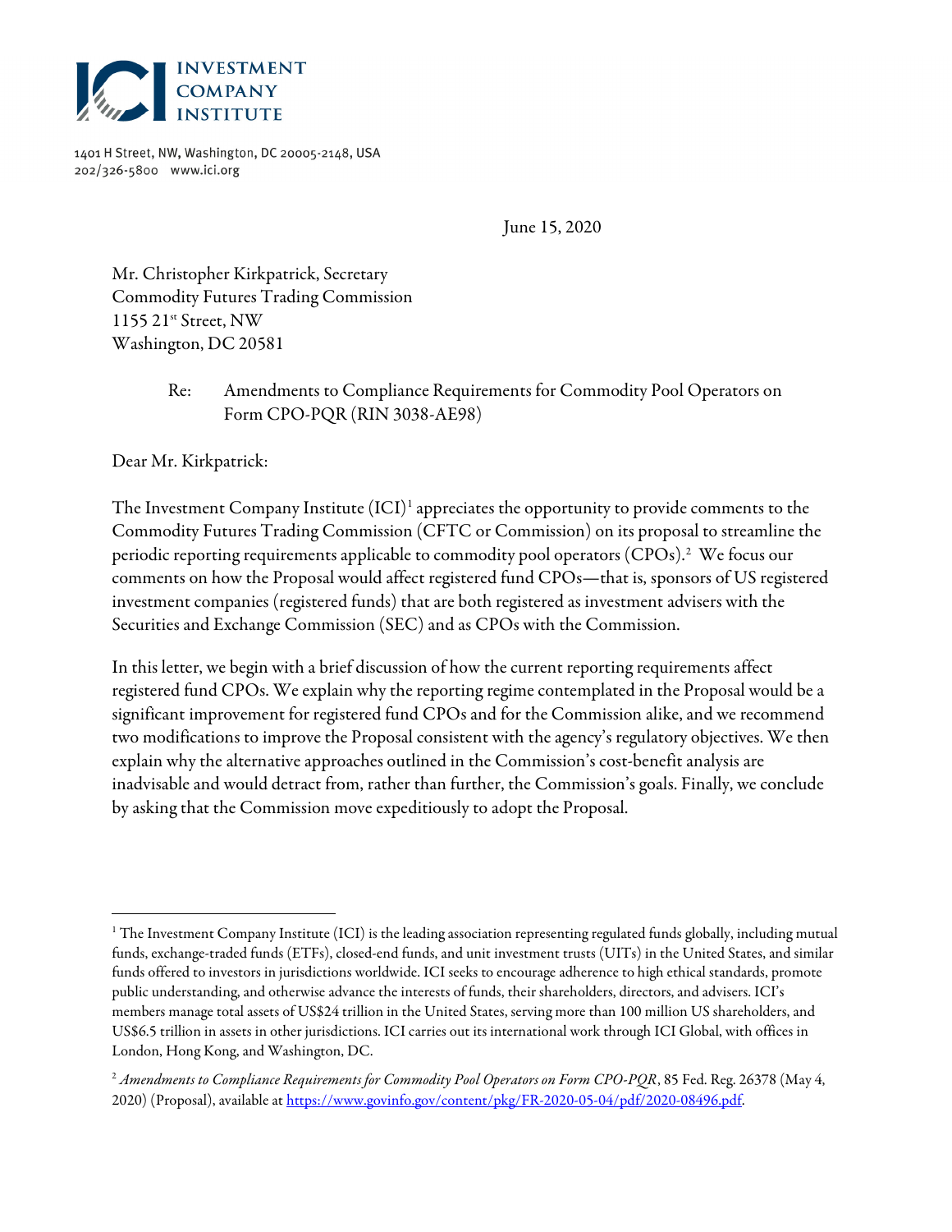INVESTMENT COMPANY INSTITUTE

1401 H Street, NW, Washington, DC 20005-2148, USA
202/326-5800 www.ici.org

June 15, 2020

Mr. Christopher Kirkpatrick, Secretary
Commodity Futures Trading Commission
1155 21st Street, NW
Washington, DC 20581

Re: Amendments to Compliance Requirements for Commodity Pool Operators on Form CPO-PQR (RIN 3038-AE98)

Dear Mr. Kirkpatrick:

The Investment Company Institute (ICI)[1] appreciates the opportunity to provide comments to the Commodity Futures Trading Commission (CFTC or Commission) on its proposal to streamline the periodic reporting requirements applicable to commodity pool operators (CPOs).[2] We focus our comments on how the Proposal would affect registered fund CPOs—that is, sponsors of US registered investment companies (registered funds) that are both registered as investment advisers with the Securities and Exchange Commission (SEC) and as CPOs with the Commission.

In this letter, we begin with a brief discussion of how the current reporting requirements affect registered fund CPOs. We explain why the reporting regime contemplated in the Proposal would be a significant improvement for registered fund CPOs and for the Commission alike, and we recommend two modifications to improve the Proposal consistent with the agency's regulatory objectives. We then explain why the alternative approaches outlined in the Commission's cost-benefit analysis are inadvisable and would detract from, rather than further, the Commission's goals. Finally, we conclude by asking that the Commission move expeditiously to adopt the Proposal.

---

[1] The Investment Company Institute (ICI) is the leading association representing regulated funds globally, including mutual funds, exchange-traded funds (ETFs), closed-end funds, and unit investment trusts (UITs) in the United States, and similar funds offered to investors in jurisdictions worldwide. ICI seeks to encourage adherence to high ethical standards, promote public understanding, and otherwise advance the interests of funds, their shareholders, directors, and advisers. ICI's members manage total assets of US$24 trillion in the United States, serving more than 100 million US shareholders, and US$6.5 trillion in assets in other jurisdictions. ICI carries out its international work through ICI Global, with offices in London, Hong Kong, and Washington, DC.

[2] *Amendments to Compliance Requirements for Commodity Pool Operators on Form CPO-PQR*, 85 Fed. Reg. 26378 (May 4, 2020) (Proposal), available at https://www.govinfo.gov/content/pkg/FR-2020-05-04/pdf/2020-08496.pdf.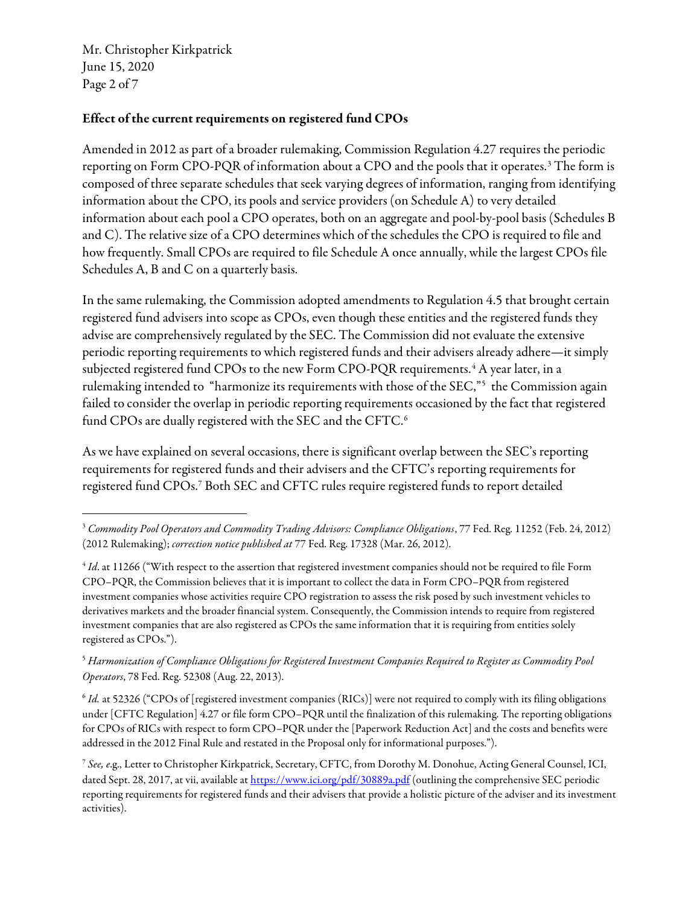**Effect of the current requirements on registered fund CPOs**

Amended in 2012 as part of a broader rulemaking, Commission Regulation 4.27 requires the periodic reporting on Form CPO-PQR of information about a CPO and the pools that it operates.[3] The form is composed of three separate schedules that seek varying degrees of information, ranging from identifying information about the CPO, its pools and service providers (on Schedule A) to very detailed information about each pool a CPO operates, both on an aggregate and pool-by-pool basis (Schedules B and C). The relative size of a CPO determines which of the schedules the CPO is required to file and how frequently. Small CPOs are required to file Schedule A once annually, while the largest CPOs file Schedules A, B and C on a quarterly basis.

In the same rulemaking, the Commission adopted amendments to Regulation 4.5 that brought certain registered fund advisers into scope as CPOs, even though these entities and the registered funds they advise are comprehensively regulated by the SEC. The Commission did not evaluate the extensive periodic reporting requirements to which registered funds and their advisers already adhere—it simply subjected registered fund CPOs to the new Form CPO-PQR requirements.[4] A year later, in a rulemaking intended to "harmonize its requirements with those of the SEC,"[5] the Commission again failed to consider the overlap in periodic reporting requirements occasioned by the fact that registered fund CPOs are dually registered with the SEC and the CFTC.[6]

As we have explained on several occasions, there is significant overlap between the SEC's reporting requirements for registered funds and their advisers and the CFTC's reporting requirements for registered fund CPOs.[7] Both SEC and CFTC rules require registered funds to report detailed

---

[3] *Commodity Pool Operators and Commodity Trading Advisors: Compliance Obligations*, 77 Fed. Reg. 11252 (Feb. 24, 2012) (2012 Rulemaking); *correction notice published at* 77 Fed. Reg. 17328 (Mar. 26, 2012).

[4] *Id*. at 11266 ("With respect to the assertion that registered investment companies should not be required to file Form CPO–PQR, the Commission believes that it is important to collect the data in Form CPO–PQR from registered investment companies whose activities require CPO registration to assess the risk posed by such investment vehicles to derivatives markets and the broader financial system. Consequently, the Commission intends to require from registered investment companies that are also registered as CPOs the same information that it is requiring from entities solely registered as CPOs.").

[5] *Harmonization of Compliance Obligations for Registered Investment Companies Required to Register as Commodity Pool Operators*, 78 Fed. Reg. 52308 (Aug. 22, 2013).

[6] *Id.* at 52326 ("CPOs of [registered investment companies (RICs)] were not required to comply with its filing obligations under [CFTC Regulation] 4.27 or file form CPO–PQR until the finalization of this rulemaking. The reporting obligations for CPOs of RICs with respect to form CPO–PQR under the [Paperwork Reduction Act] and the costs and benefits were addressed in the 2012 Final Rule and restated in the Proposal only for informational purposes.").

[7] *See, e.g.*, Letter to Christopher Kirkpatrick, Secretary, CFTC, from Dorothy M. Donohue, Acting General Counsel, ICI, dated Sept. 28, 2017, at vii, available at https://www.ici.org/pdf/30889a.pdf (outlining the comprehensive SEC periodic reporting requirements for registered funds and their advisers that provide a holistic picture of the adviser and its investment activities).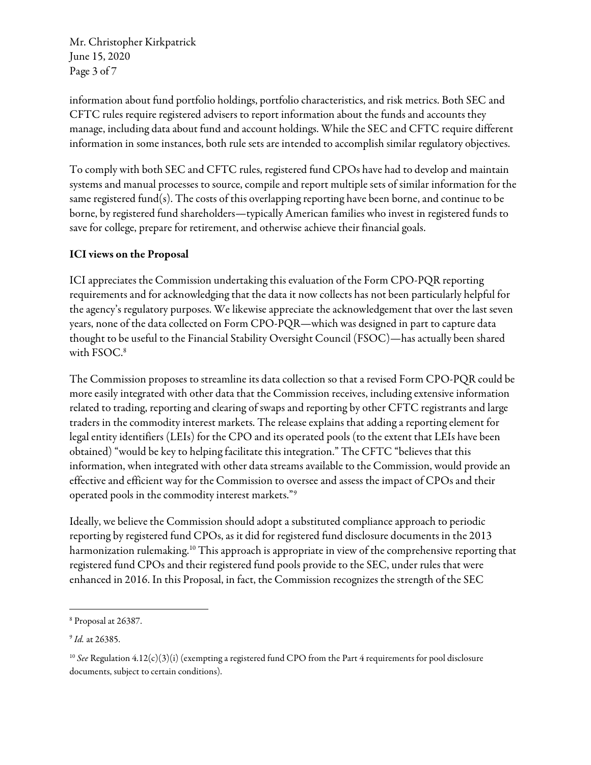information about fund portfolio holdings, portfolio characteristics, and risk metrics. Both SEC and CFTC rules require registered advisers to report information about the funds and accounts they manage, including data about fund and account holdings. While the SEC and CFTC require different information in some instances, both rule sets are intended to accomplish similar regulatory objectives.

To comply with both SEC and CFTC rules, registered fund CPOs have had to develop and maintain systems and manual processes to source, compile and report multiple sets of similar information for the same registered fund(s). The costs of this overlapping reporting have been borne, and continue to be borne, by registered fund shareholders—typically American families who invest in registered funds to save for college, prepare for retirement, and otherwise achieve their financial goals.

**ICI views on the Proposal**

ICI appreciates the Commission undertaking this evaluation of the Form CPO-PQR reporting requirements and for acknowledging that the data it now collects has not been particularly helpful for the agency's regulatory purposes. We likewise appreciate the acknowledgement that over the last seven years, none of the data collected on Form CPO-PQR—which was designed in part to capture data thought to be useful to the Financial Stability Oversight Council (FSOC)—has actually been shared with FSOC.[8]

The Commission proposes to streamline its data collection so that a revised Form CPO-PQR could be more easily integrated with other data that the Commission receives, including extensive information related to trading, reporting and clearing of swaps and reporting by other CFTC registrants and large traders in the commodity interest markets. The release explains that adding a reporting element for legal entity identifiers (LEIs) for the CPO and its operated pools (to the extent that LEIs have been obtained) "would be key to helping facilitate this integration." The CFTC "believes that this information, when integrated with other data streams available to the Commission, would provide an effective and efficient way for the Commission to oversee and assess the impact of CPOs and their operated pools in the commodity interest markets."[9]

Ideally, we believe the Commission should adopt a substituted compliance approach to periodic reporting by registered fund CPOs, as it did for registered fund disclosure documents in the 2013 harmonization rulemaking.[10] This approach is appropriate in view of the comprehensive reporting that registered fund CPOs and their registered fund pools provide to the SEC, under rules that were enhanced in 2016. In this Proposal, in fact, the Commission recognizes the strength of the SEC

---

[8] Proposal at 26387.

[9] *Id.* at 26385.

[10] *See* Regulation 4.12(c)(3)(i) (exempting a registered fund CPO from the Part 4 requirements for pool disclosure documents, subject to certain conditions).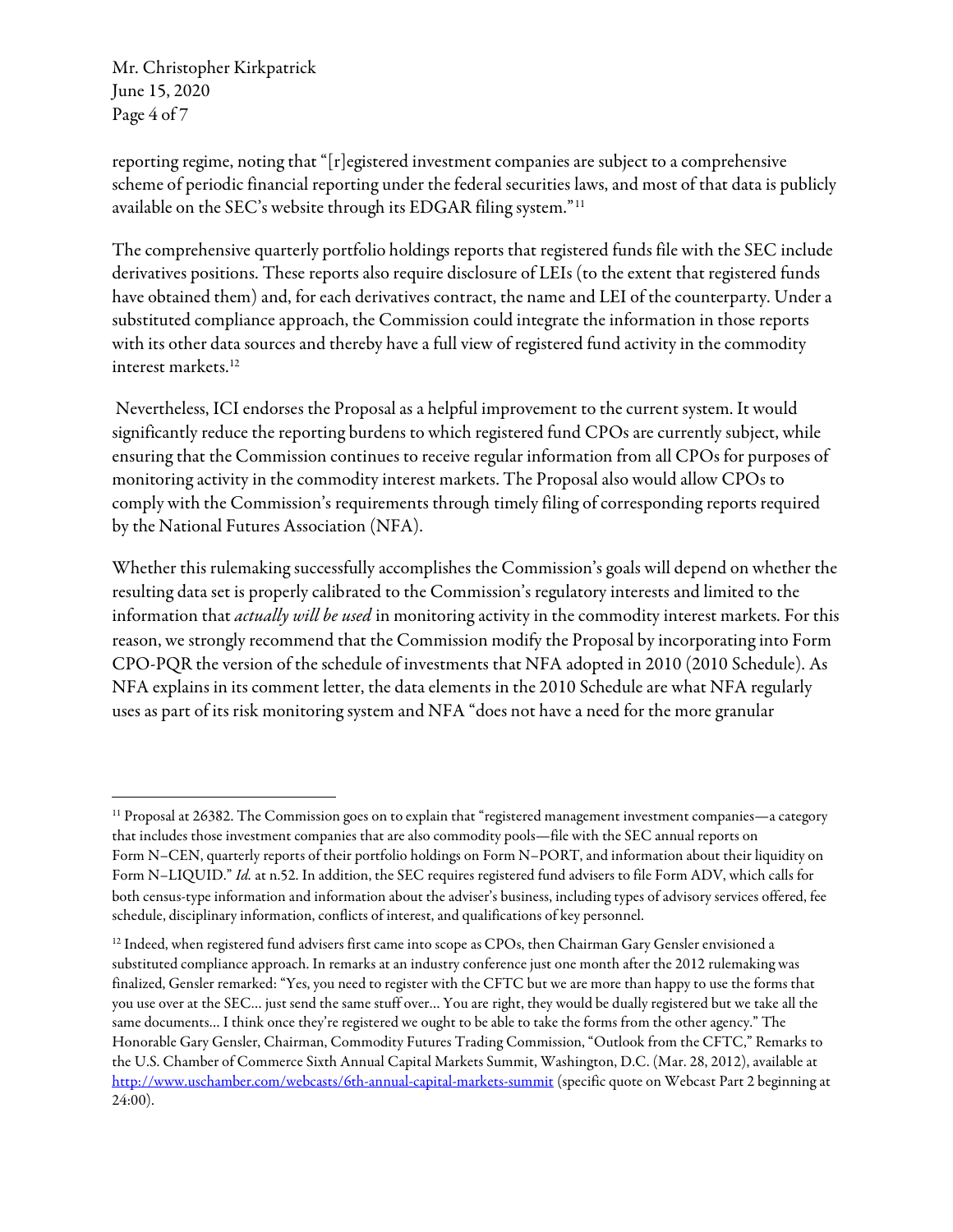reporting regime, noting that "[r]egistered investment companies are subject to a comprehensive scheme of periodic financial reporting under the federal securities laws, and most of that data is publicly available on the SEC's website through its EDGAR filing system."[11]

The comprehensive quarterly portfolio holdings reports that registered funds file with the SEC include derivatives positions. These reports also require disclosure of LEIs (to the extent that registered funds have obtained them) and, for each derivatives contract, the name and LEI of the counterparty. Under a substituted compliance approach, the Commission could integrate the information in those reports with its other data sources and thereby have a full view of registered fund activity in the commodity interest markets.[12]

Nevertheless, ICI endorses the Proposal as a helpful improvement to the current system. It would significantly reduce the reporting burdens to which registered fund CPOs are currently subject, while ensuring that the Commission continues to receive regular information from all CPOs for purposes of monitoring activity in the commodity interest markets. The Proposal also would allow CPOs to comply with the Commission's requirements through timely filing of corresponding reports required by the National Futures Association (NFA).

Whether this rulemaking successfully accomplishes the Commission's goals will depend on whether the resulting data set is properly calibrated to the Commission's regulatory interests and limited to the information that *actually will be used* in monitoring activity in the commodity interest markets. For this reason, we strongly recommend that the Commission modify the Proposal by incorporating into Form CPO-PQR the version of the schedule of investments that NFA adopted in 2010 (2010 Schedule). As NFA explains in its comment letter, the data elements in the 2010 Schedule are what NFA regularly uses as part of its risk monitoring system and NFA "does not have a need for the more granular

---

[11] Proposal at 26382. The Commission goes on to explain that "registered management investment companies—a category that includes those investment companies that are also commodity pools—file with the SEC annual reports on Form N–CEN, quarterly reports of their portfolio holdings on Form N–PORT, and information about their liquidity on Form N–LIQUID." *Id.* at n.52. In addition, the SEC requires registered fund advisers to file Form ADV, which calls for both census-type information and information about the adviser's business, including types of advisory services offered, fee schedule, disciplinary information, conflicts of interest, and qualifications of key personnel.

[12] Indeed, when registered fund advisers first came into scope as CPOs, then Chairman Gary Gensler envisioned a substituted compliance approach. In remarks at an industry conference just one month after the 2012 rulemaking was finalized, Gensler remarked: "Yes, you need to register with the CFTC but we are more than happy to use the forms that you use over at the SEC… just send the same stuff over… You are right, they would be dually registered but we take all the same documents… I think once they're registered we ought to be able to take the forms from the other agency." The Honorable Gary Gensler, Chairman, Commodity Futures Trading Commission, "Outlook from the CFTC," Remarks to the U.S. Chamber of Commerce Sixth Annual Capital Markets Summit, Washington, D.C. (Mar. 28, 2012), available at http://www.uschamber.com/webcasts/6th-annual-capital-markets-summit (specific quote on Webcast Part 2 beginning at 24:00).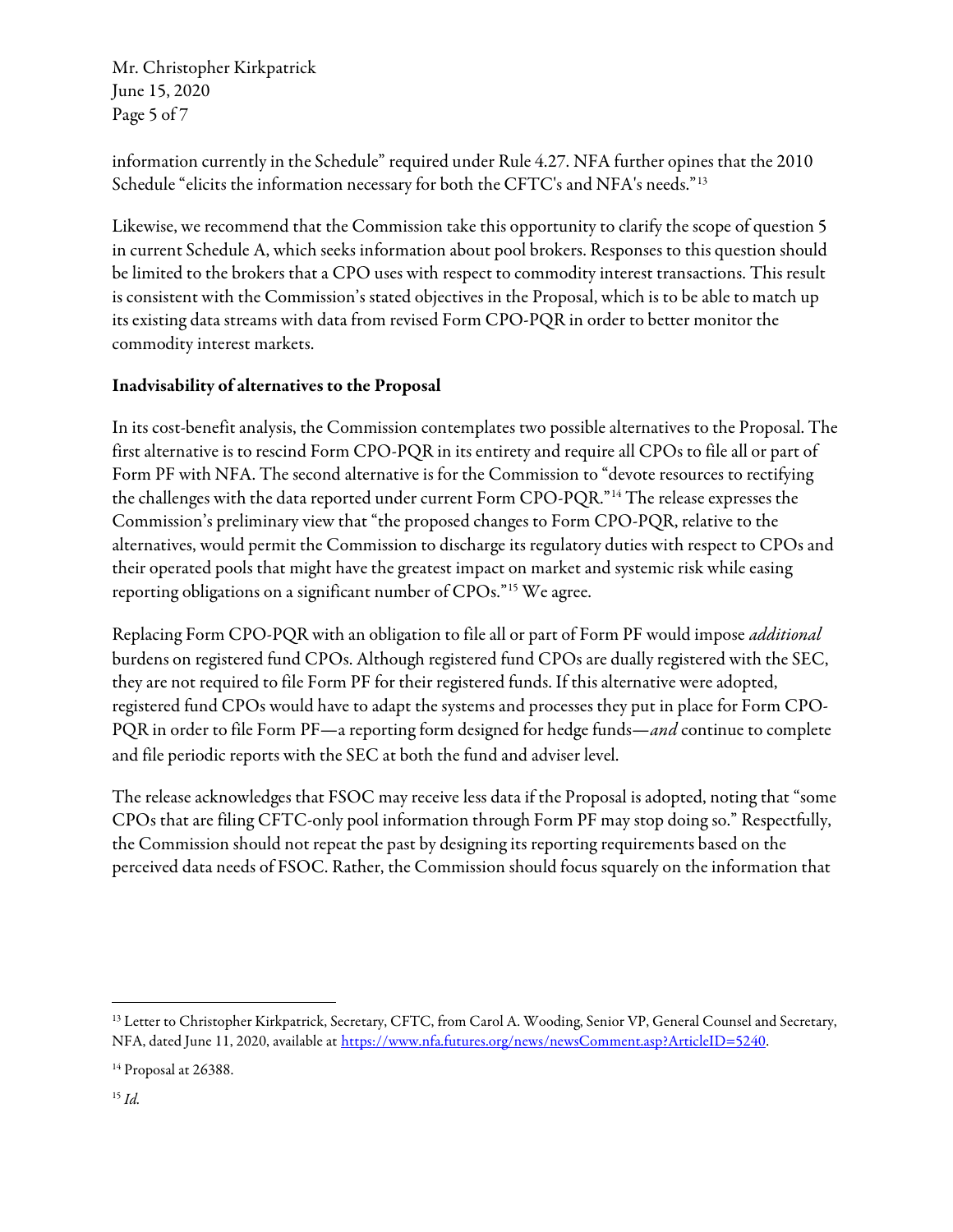information currently in the Schedule" required under Rule 4.27. NFA further opines that the 2010 Schedule "elicits the information necessary for both the CFTC's and NFA's needs."[13]

Likewise, we recommend that the Commission take this opportunity to clarify the scope of question 5 in current Schedule A, which seeks information about pool brokers. Responses to this question should be limited to the brokers that a CPO uses with respect to commodity interest transactions. This result is consistent with the Commission's stated objectives in the Proposal, which is to be able to match up its existing data streams with data from revised Form CPO-PQR in order to better monitor the commodity interest markets.

**Inadvisability of alternatives to the Proposal**

In its cost-benefit analysis, the Commission contemplates two possible alternatives to the Proposal. The first alternative is to rescind Form CPO-PQR in its entirety and require all CPOs to file all or part of Form PF with NFA. The second alternative is for the Commission to "devote resources to rectifying the challenges with the data reported under current Form CPO-PQR."[14] The release expresses the Commission's preliminary view that "the proposed changes to Form CPO-PQR, relative to the alternatives, would permit the Commission to discharge its regulatory duties with respect to CPOs and their operated pools that might have the greatest impact on market and systemic risk while easing reporting obligations on a significant number of CPOs."[15] We agree.

Replacing Form CPO-PQR with an obligation to file all or part of Form PF would impose *additional* burdens on registered fund CPOs. Although registered fund CPOs are dually registered with the SEC, they are not required to file Form PF for their registered funds. If this alternative were adopted, registered fund CPOs would have to adapt the systems and processes they put in place for Form CPO-PQR in order to file Form PF—a reporting form designed for hedge funds—*and* continue to complete and file periodic reports with the SEC at both the fund and adviser level.

The release acknowledges that FSOC may receive less data if the Proposal is adopted, noting that "some CPOs that are filing CFTC-only pool information through Form PF may stop doing so." Respectfully, the Commission should not repeat the past by designing its reporting requirements based on the perceived data needs of FSOC. Rather, the Commission should focus squarely on the information that

---

[13] Letter to Christopher Kirkpatrick, Secretary, CFTC, from Carol A. Wooding, Senior VP, General Counsel and Secretary, NFA, dated June 11, 2020, available at https://www.nfa.futures.org/news/newsComment.asp?ArticleID=5240.

[14] Proposal at 26388.

[15] *Id.*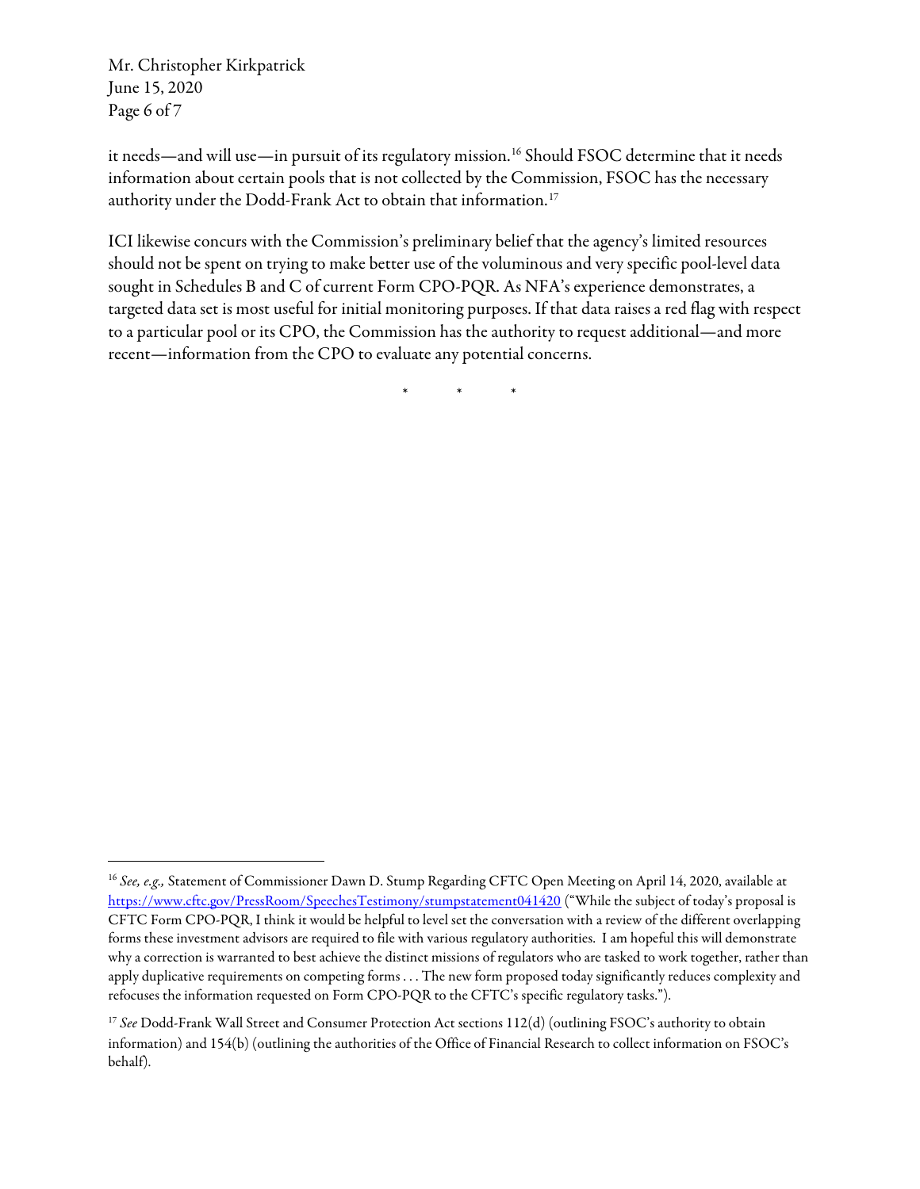it needs—and will use—in pursuit of its regulatory mission.[16] Should FSOC determine that it needs information about certain pools that is not collected by the Commission, FSOC has the necessary authority under the Dodd-Frank Act to obtain that information.[17]

ICI likewise concurs with the Commission's preliminary belief that the agency's limited resources should not be spent on trying to make better use of the voluminous and very specific pool-level data sought in Schedules B and C of current Form CPO-PQR. As NFA's experience demonstrates, a targeted data set is most useful for initial monitoring purposes. If that data raises a red flag with respect to a particular pool or its CPO, the Commission has the authority to request additional—and more recent—information from the CPO to evaluate any potential concerns.

\* \* \*

---

[16] *See, e.g.,* Statement of Commissioner Dawn D. Stump Regarding CFTC Open Meeting on April 14, 2020, available at https://www.cftc.gov/PressRoom/SpeechesTestimony/stumpstatement041420 ("While the subject of today's proposal is CFTC Form CPO-PQR, I think it would be helpful to level set the conversation with a review of the different overlapping forms these investment advisors are required to file with various regulatory authorities. I am hopeful this will demonstrate why a correction is warranted to best achieve the distinct missions of regulators who are tasked to work together, rather than apply duplicative requirements on competing forms . . . The new form proposed today significantly reduces complexity and refocuses the information requested on Form CPO-PQR to the CFTC's specific regulatory tasks.").

[17] *See* Dodd-Frank Wall Street and Consumer Protection Act sections 112(d) (outlining FSOC's authority to obtain information) and 154(b) (outlining the authorities of the Office of Financial Research to collect information on FSOC's behalf).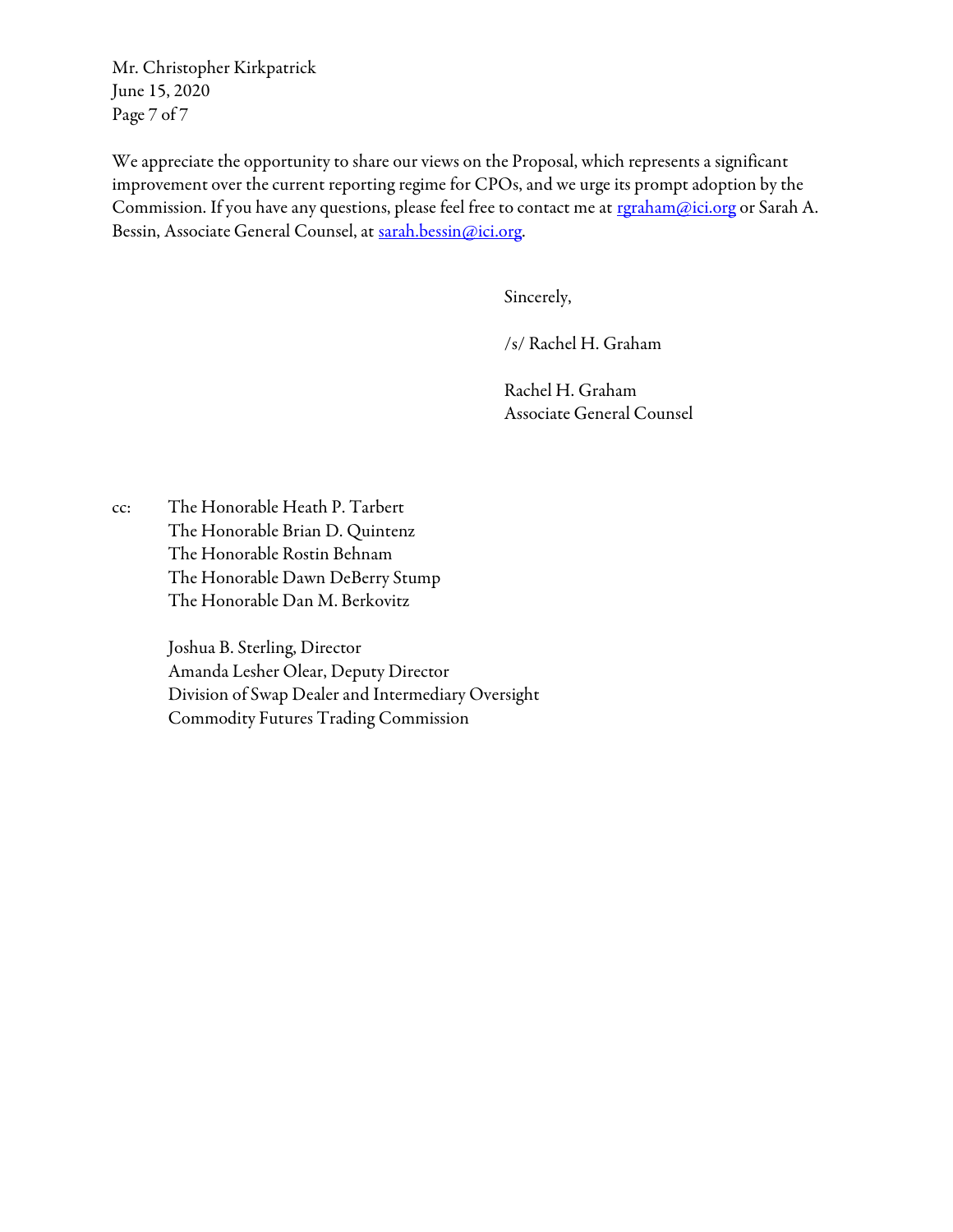We appreciate the opportunity to share our views on the Proposal, which represents a significant improvement over the current reporting regime for CPOs, and we urge its prompt adoption by the Commission. If you have any questions, please feel free to contact me at rgraham@ici.org or Sarah A. Bessin, Associate General Counsel, at sarah.bessin@ici.org.

Sincerely,

/s/ Rachel H. Graham

Rachel H. Graham
Associate General Counsel

cc: The Honorable Heath P. Tarbert
The Honorable Brian D. Quintenz
The Honorable Rostin Behnam
The Honorable Dawn DeBerry Stump
The Honorable Dan M. Berkovitz

Joshua B. Sterling, Director
Amanda Lesher Olear, Deputy Director
Division of Swap Dealer and Intermediary Oversight
Commodity Futures Trading Commission